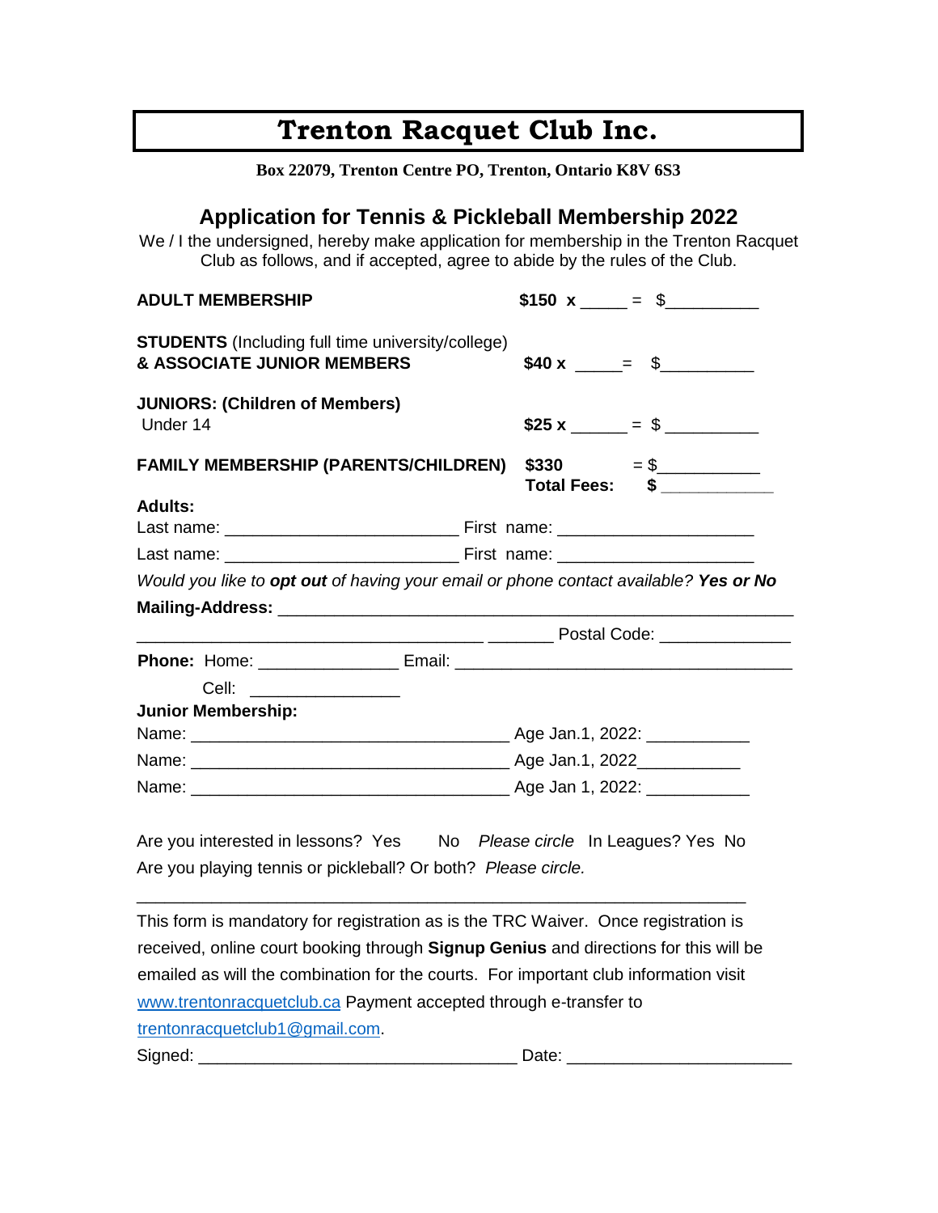# Trenton Racquet Club Inc.

**Box 22079, Trenton Centre PO, Trenton, Ontario K8V 6S3**

## Application for Tennis & Pickleball Membership 2022

We / I the undersigned, hereby make application for membership in the Trenton Racquet Club as follows, and if accepted, agree to abide by the rules of the Club.

**ADULT MEMBERSHIP** **$150 x** _____ = $__________

**STUDENTS** (Including full time university/college)
**& ASSOCIATE JUNIOR MEMBERS** **$40 x** _____= $__________

**JUNIORS: (Children of Members)**
Under 14 **$25 x** ______ = $ __________

**FAMILY MEMBERSHIP (PARENTS/CHILDREN)** **$330** = $___________
**Total Fees:** **$** ____________

**Adults:**

Last name: ________________________ First name: ____________________

Last name: ________________________ First name: ____________________

*Would you like to **opt out** of having your email or phone contact available? **Yes or No***

**Mailing-Address:** ___________________________________________________

___________________________________ _______ Postal Code: ______________

**Phone:** Home: _______________ Email: ___________________________________

Cell: ________________

**Junior Membership:**

Name: _________________________________ Age Jan.1, 2022: ___________

Name: _________________________________ Age Jan.1, 2022___________

Name: _________________________________ Age Jan 1, 2022: ___________

Are you interested in lessons? Yes No *Please circle* In Leagues? Yes No

Are you playing tennis or pickleball? Or both? *Please circle.*

_______________________________________________________________

This form is mandatory for registration as is the TRC Waiver. Once registration is received, online court booking through **Signup Genius** and directions for this will be emailed as will the combination for the courts. For important club information visit www.trentonracquetclub.ca Payment accepted through e-transfer to trentonracquetclub1@gmail.com.

Signed: _________________________________ Date: ________________________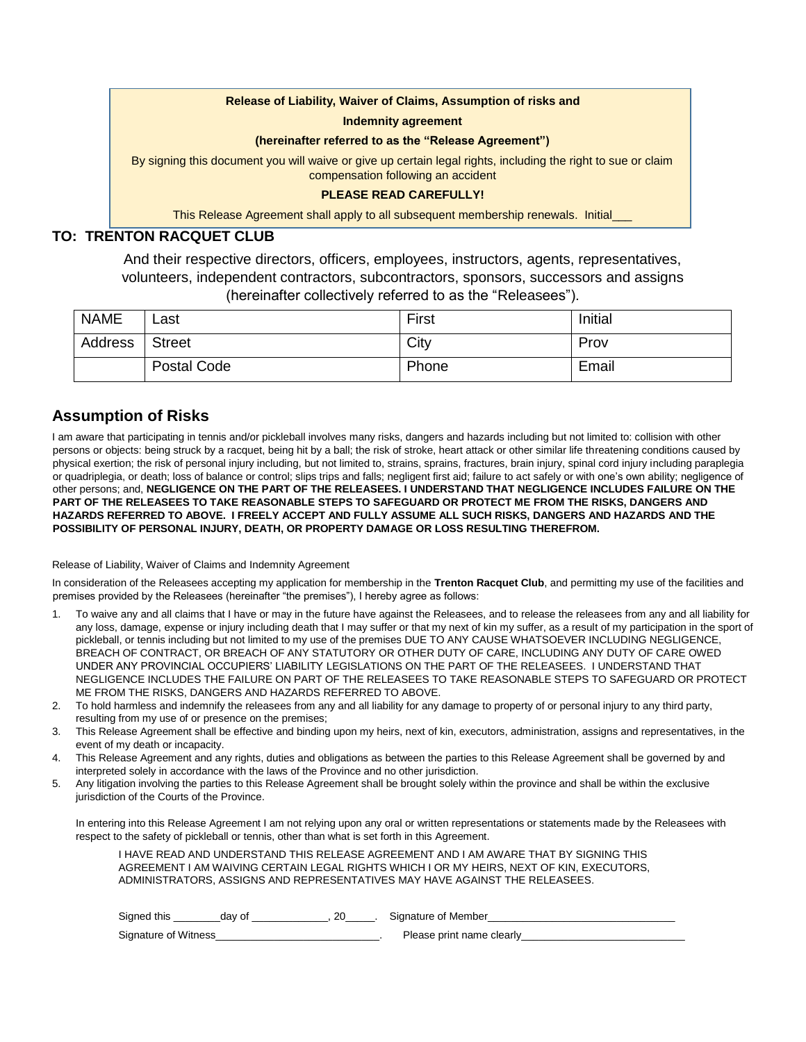**Release of Liability, Waiver of Claims, Assumption of risks and**

**Indemnity agreement**

**(hereinafter referred to as the "Release Agreement")**

By signing this document you will waive or give up certain legal rights, including the right to sue or claim compensation following an accident

**PLEASE READ CAREFULLY!**

This Release Agreement shall apply to all subsequent membership renewals. Initial___

## TO: TRENTON RACQUET CLUB

And their respective directors, officers, employees, instructors, agents, representatives, volunteers, independent contractors, subcontractors, sponsors, successors and assigns (hereinafter collectively referred to as the "Releasees").

| | | | |
|---|---|---|---|
| NAME | Last | First | Initial |
| Address | Street | City | Prov |
| | Postal Code | Phone | Email |

## Assumption of Risks

I am aware that participating in tennis and/or pickleball involves many risks, dangers and hazards including but not limited to: collision with other persons or objects: being struck by a racquet, being hit by a ball; the risk of stroke, heart attack or other similar life threatening conditions caused by physical exertion; the risk of personal injury including, but not limited to, strains, sprains, fractures, brain injury, spinal cord injury including paraplegia or quadriplegia, or death; loss of balance or control; slips trips and falls; negligent first aid; failure to act safely or with one's own ability; negligence of other persons; and, **NEGLIGENCE ON THE PART OF THE RELEASEES. I UNDERSTAND THAT NEGLIGENCE INCLUDES FAILURE ON THE PART OF THE RELEASEES TO TAKE REASONABLE STEPS TO SAFEGUARD OR PROTECT ME FROM THE RISKS, DANGERS AND HAZARDS REFERRED TO ABOVE. I FREELY ACCEPT AND FULLY ASSUME ALL SUCH RISKS, DANGERS AND HAZARDS AND THE POSSIBILITY OF PERSONAL INJURY, DEATH, OR PROPERTY DAMAGE OR LOSS RESULTING THEREFROM.**

Release of Liability, Waiver of Claims and Indemnity Agreement

In consideration of the Releasees accepting my application for membership in the **Trenton Racquet Club**, and permitting my use of the facilities and premises provided by the Releasees (hereinafter "the premises"), I hereby agree as follows:

1. To waive any and all claims that I have or may in the future have against the Releasees, and to release the releasees from any and all liability for any loss, damage, expense or injury including death that I may suffer or that my next of kin my suffer, as a result of my participation in the sport of pickleball, or tennis including but not limited to my use of the premises DUE TO ANY CAUSE WHATSOEVER INCLUDING NEGLIGENCE, BREACH OF CONTRACT, OR BREACH OF ANY STATUTORY OR OTHER DUTY OF CARE, INCLUDING ANY DUTY OF CARE OWED UNDER ANY PROVINCIAL OCCUPIERS' LIABILITY LEGISLATIONS ON THE PART OF THE RELEASEES. I UNDERSTAND THAT NEGLIGENCE INCLUDES THE FAILURE ON PART OF THE RELEASEES TO TAKE REASONABLE STEPS TO SAFEGUARD OR PROTECT ME FROM THE RISKS, DANGERS AND HAZARDS REFERRED TO ABOVE.
2. To hold harmless and indemnify the releasees from any and all liability for any damage to property of or personal injury to any third party, resulting from my use of or presence on the premises;
3. This Release Agreement shall be effective and binding upon my heirs, next of kin, executors, administration, assigns and representatives, in the event of my death or incapacity.
4. This Release Agreement and any rights, duties and obligations as between the parties to this Release Agreement shall be governed by and interpreted solely in accordance with the laws of the Province and no other jurisdiction.
5. Any litigation involving the parties to this Release Agreement shall be brought solely within the province and shall be within the exclusive jurisdiction of the Courts of the Province.

In entering into this Release Agreement I am not relying upon any oral or written representations or statements made by the Releasees with respect to the safety of pickleball or tennis, other than what is set forth in this Agreement.

I HAVE READ AND UNDERSTAND THIS RELEASE AGREEMENT AND I AM AWARE THAT BY SIGNING THIS AGREEMENT I AM WAIVING CERTAIN LEGAL RIGHTS WHICH I OR MY HEIRS, NEXT OF KIN, EXECUTORS, ADMINISTRATORS, ASSIGNS AND REPRESENTATIVES MAY HAVE AGAINST THE RELEASEES.

Signed this ________day of _____________, 20_____. Signature of Member_______________________________

Signature of Witness____________________________. Please print name clearly___________________________